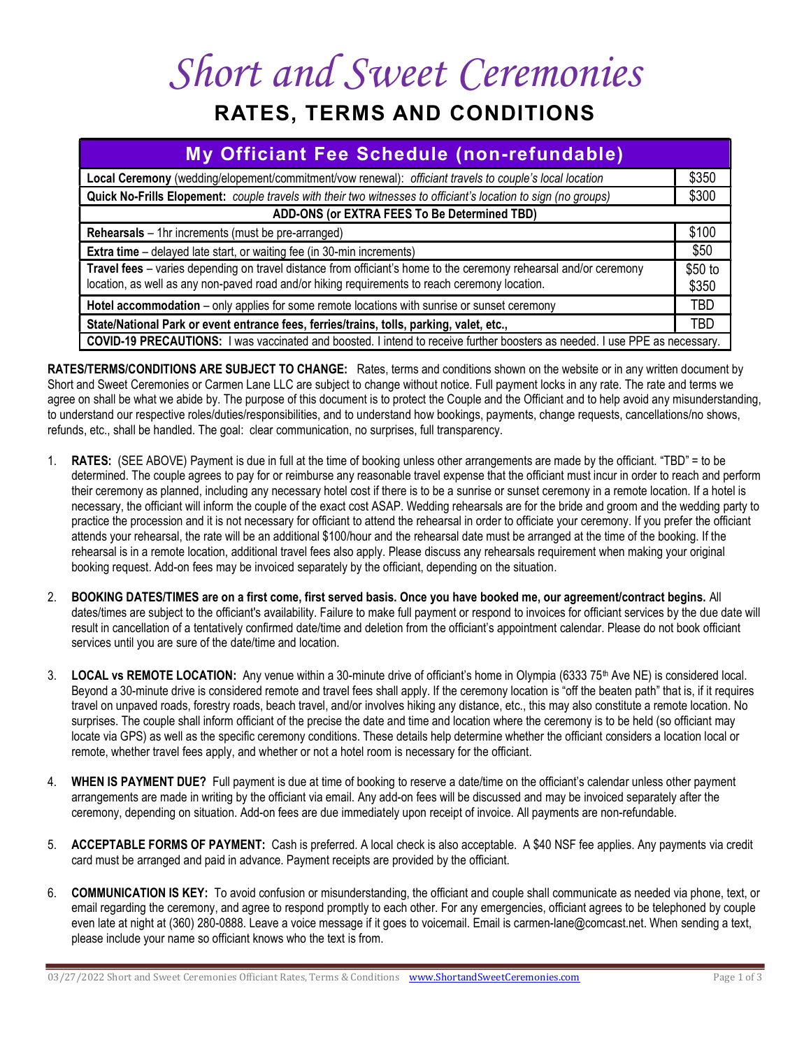# *Short and Sweet Ceremonies*

## RATES, TERMS AND CONDITIONS

| My Officiant Fee Schedule (non-refundable) | |
|---|---|
| **Local Ceremony** (wedding/elopement/commitment/vow renewal): *officiant travels to couple's local location* | $350 |
| **Quick No-Frills Elopement:** *couple travels with their two witnesses to officiant's location to sign (no groups)* | $300 |
| **ADD-ONS (or EXTRA FEES To Be Determined TBD)** | |
| **Rehearsals** – 1hr increments (must be pre-arranged) | $100 |
| **Extra time** – delayed late start, or waiting fee (in 30-min increments) | $50 |
| **Travel fees** – varies depending on travel distance from officiant's home to the ceremony rehearsal and/or ceremony location, as well as any non-paved road and/or hiking requirements to reach ceremony location. | $50 to $350 |
| **Hotel accommodation** – only applies for some remote locations with sunrise or sunset ceremony | TBD |
| **State/National Park or event entrance fees, ferries/trains, tolls, parking, valet, etc.,** | TBD |
| **COVID-19 PRECAUTIONS:** I was vaccinated and boosted. I intend to receive further boosters as needed. I use PPE as necessary. | |

**RATES/TERMS/CONDITIONS ARE SUBJECT TO CHANGE:** Rates, terms and conditions shown on the website or in any written document by Short and Sweet Ceremonies or Carmen Lane LLC are subject to change without notice. Full payment locks in any rate. The rate and terms we agree on shall be what we abide by. The purpose of this document is to protect the Couple and the Officiant and to help avoid any misunderstanding, to understand our respective roles/duties/responsibilities, and to understand how bookings, payments, change requests, cancellations/no shows, refunds, etc., shall be handled. The goal: clear communication, no surprises, full transparency.

1. **RATES:** (SEE ABOVE) Payment is due in full at the time of booking unless other arrangements are made by the officiant. "TBD" = to be determined. The couple agrees to pay for or reimburse any reasonable travel expense that the officiant must incur in order to reach and perform their ceremony as planned, including any necessary hotel cost if there is to be a sunrise or sunset ceremony in a remote location. If a hotel is necessary, the officiant will inform the couple of the exact cost ASAP. Wedding rehearsals are for the bride and groom and the wedding party to practice the procession and it is not necessary for officiant to attend the rehearsal in order to officiate your ceremony. If you prefer the officiant attends your rehearsal, the rate will be an additional $100/hour and the rehearsal date must be arranged at the time of the booking. If the rehearsal is in a remote location, additional travel fees also apply. Please discuss any rehearsals requirement when making your original booking request. Add-on fees may be invoiced separately by the officiant, depending on the situation.

2. **BOOKING DATES/TIMES are on a first come, first served basis. Once you have booked me, our agreement/contract begins.** All dates/times are subject to the officiant's availability. Failure to make full payment or respond to invoices for officiant services by the due date will result in cancellation of a tentatively confirmed date/time and deletion from the officiant's appointment calendar. Please do not book officiant services until you are sure of the date/time and location.

3. **LOCAL vs REMOTE LOCATION:** Any venue within a 30-minute drive of officiant's home in Olympia (6333 75th Ave NE) is considered local. Beyond a 30-minute drive is considered remote and travel fees shall apply. If the ceremony location is "off the beaten path" that is, if it requires travel on unpaved roads, forestry roads, beach travel, and/or involves hiking any distance, etc., this may also constitute a remote location. No surprises. The couple shall inform officiant of the precise the date and time and location where the ceremony is to be held (so officiant may locate via GPS) as well as the specific ceremony conditions. These details help determine whether the officiant considers a location local or remote, whether travel fees apply, and whether or not a hotel room is necessary for the officiant.

4. **WHEN IS PAYMENT DUE?** Full payment is due at time of booking to reserve a date/time on the officiant's calendar unless other payment arrangements are made in writing by the officiant via email. Any add-on fees will be discussed and may be invoiced separately after the ceremony, depending on situation. Add-on fees are due immediately upon receipt of invoice. All payments are non-refundable.

5. **ACCEPTABLE FORMS OF PAYMENT:** Cash is preferred. A local check is also acceptable. A $40 NSF fee applies. Any payments via credit card must be arranged and paid in advance. Payment receipts are provided by the officiant.

6. **COMMUNICATION IS KEY:** To avoid confusion or misunderstanding, the officiant and couple shall communicate as needed via phone, text, or email regarding the ceremony, and agree to respond promptly to each other. For any emergencies, officiant agrees to be telephoned by couple even late at night at (360) 280-0888. Leave a voice message if it goes to voicemail. Email is carmen-lane@comcast.net. When sending a text, please include your name so officiant knows who the text is from.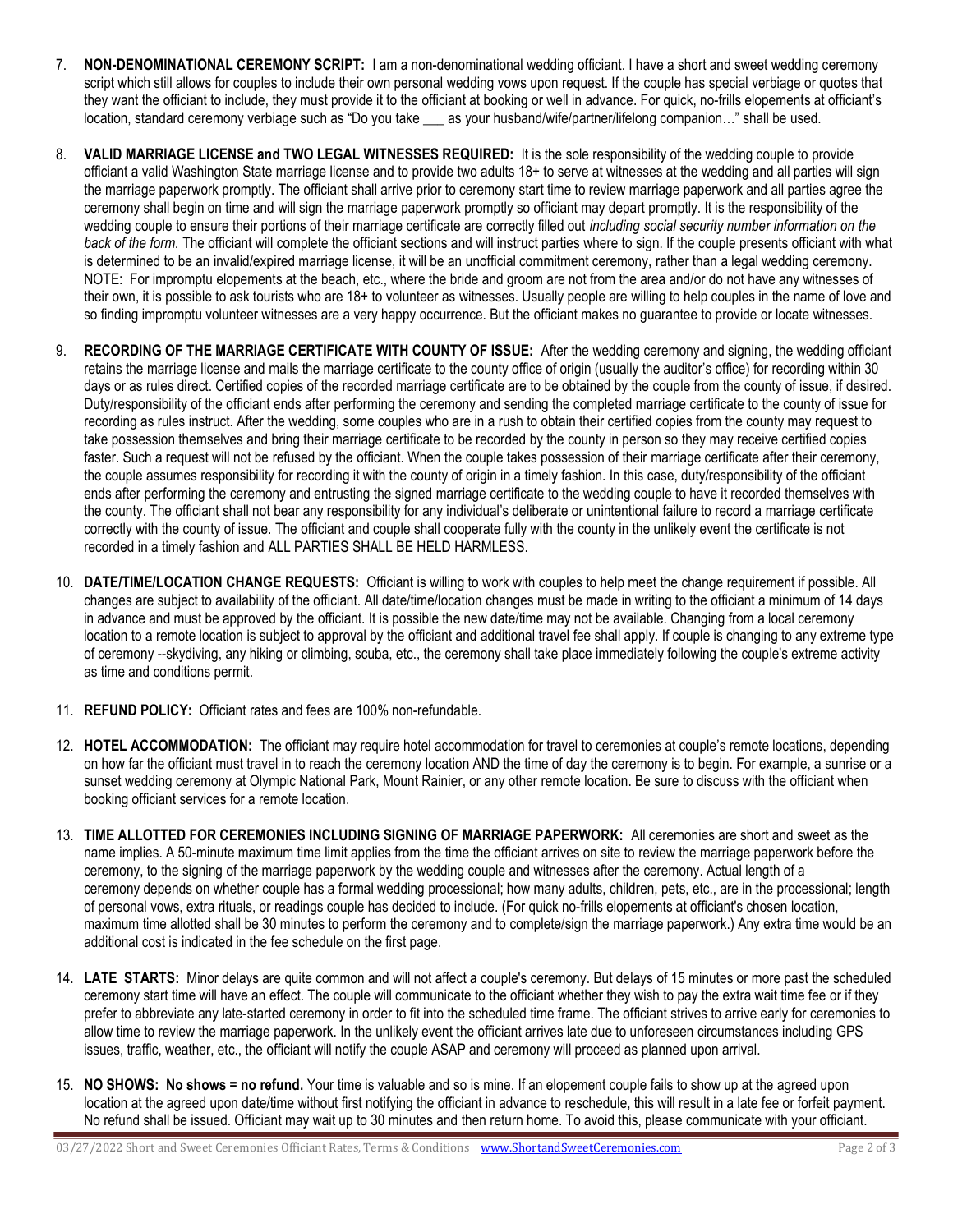7. **NON-DENOMINATIONAL CEREMONY SCRIPT:** I am a non-denominational wedding officiant. I have a short and sweet wedding ceremony script which still allows for couples to include their own personal wedding vows upon request. If the couple has special verbiage or quotes that they want the officiant to include, they must provide it to the officiant at booking or well in advance. For quick, no-frills elopements at officiant's location, standard ceremony verbiage such as "Do you take ___ as your husband/wife/partner/lifelong companion…" shall be used.

8. **VALID MARRIAGE LICENSE and TWO LEGAL WITNESSES REQUIRED:** It is the sole responsibility of the wedding couple to provide officiant a valid Washington State marriage license and to provide two adults 18+ to serve at witnesses at the wedding and all parties will sign the marriage paperwork promptly. The officiant shall arrive prior to ceremony start time to review marriage paperwork and all parties agree the ceremony shall begin on time and will sign the marriage paperwork promptly so officiant may depart promptly. It is the responsibility of the wedding couple to ensure their portions of their marriage certificate are correctly filled out *including social security number information on the back of the form.* The officiant will complete the officiant sections and will instruct parties where to sign. If the couple presents officiant with what is determined to be an invalid/expired marriage license, it will be an unofficial commitment ceremony, rather than a legal wedding ceremony. NOTE: For impromptu elopements at the beach, etc., where the bride and groom are not from the area and/or do not have any witnesses of their own, it is possible to ask tourists who are 18+ to volunteer as witnesses. Usually people are willing to help couples in the name of love and so finding impromptu volunteer witnesses are a very happy occurrence. But the officiant makes no guarantee to provide or locate witnesses.

9. **RECORDING OF THE MARRIAGE CERTIFICATE WITH COUNTY OF ISSUE:** After the wedding ceremony and signing, the wedding officiant retains the marriage license and mails the marriage certificate to the county office of origin (usually the auditor's office) for recording within 30 days or as rules direct. Certified copies of the recorded marriage certificate are to be obtained by the couple from the county of issue, if desired. Duty/responsibility of the officiant ends after performing the ceremony and sending the completed marriage certificate to the county of issue for recording as rules instruct. After the wedding, some couples who are in a rush to obtain their certified copies from the county may request to take possession themselves and bring their marriage certificate to be recorded by the county in person so they may receive certified copies faster. Such a request will not be refused by the officiant. When the couple takes possession of their marriage certificate after their ceremony, the couple assumes responsibility for recording it with the county of origin in a timely fashion. In this case, duty/responsibility of the officiant ends after performing the ceremony and entrusting the signed marriage certificate to the wedding couple to have it recorded themselves with the county. The officiant shall not bear any responsibility for any individual's deliberate or unintentional failure to record a marriage certificate correctly with the county of issue. The officiant and couple shall cooperate fully with the county in the unlikely event the certificate is not recorded in a timely fashion and ALL PARTIES SHALL BE HELD HARMLESS.

10. **DATE/TIME/LOCATION CHANGE REQUESTS:** Officiant is willing to work with couples to help meet the change requirement if possible. All changes are subject to availability of the officiant. All date/time/location changes must be made in writing to the officiant a minimum of 14 days in advance and must be approved by the officiant. It is possible the new date/time may not be available. Changing from a local ceremony location to a remote location is subject to approval by the officiant and additional travel fee shall apply. If couple is changing to any extreme type of ceremony --skydiving, any hiking or climbing, scuba, etc., the ceremony shall take place immediately following the couple's extreme activity as time and conditions permit.

11. **REFUND POLICY:** Officiant rates and fees are 100% non-refundable.

12. **HOTEL ACCOMMODATION:** The officiant may require hotel accommodation for travel to ceremonies at couple's remote locations, depending on how far the officiant must travel in to reach the ceremony location AND the time of day the ceremony is to begin. For example, a sunrise or a sunset wedding ceremony at Olympic National Park, Mount Rainier, or any other remote location. Be sure to discuss with the officiant when booking officiant services for a remote location.

13. **TIME ALLOTTED FOR CEREMONIES INCLUDING SIGNING OF MARRIAGE PAPERWORK:** All ceremonies are short and sweet as the name implies. A 50-minute maximum time limit applies from the time the officiant arrives on site to review the marriage paperwork before the ceremony, to the signing of the marriage paperwork by the wedding couple and witnesses after the ceremony. Actual length of a ceremony depends on whether couple has a formal wedding processional; how many adults, children, pets, etc., are in the processional; length of personal vows, extra rituals, or readings couple has decided to include. (For quick no-frills elopements at officiant's chosen location, maximum time allotted shall be 30 minutes to perform the ceremony and to complete/sign the marriage paperwork.) Any extra time would be an additional cost is indicated in the fee schedule on the first page.

14. **LATE STARTS:** Minor delays are quite common and will not affect a couple's ceremony. But delays of 15 minutes or more past the scheduled ceremony start time will have an effect. The couple will communicate to the officiant whether they wish to pay the extra wait time fee or if they prefer to abbreviate any late-started ceremony in order to fit into the scheduled time frame. The officiant strives to arrive early for ceremonies to allow time to review the marriage paperwork. In the unlikely event the officiant arrives late due to unforeseen circumstances including GPS issues, traffic, weather, etc., the officiant will notify the couple ASAP and ceremony will proceed as planned upon arrival.

15. **NO SHOWS: No shows = no refund.** Your time is valuable and so is mine. If an elopement couple fails to show up at the agreed upon location at the agreed upon date/time without first notifying the officiant in advance to reschedule, this will result in a late fee or forfeit payment. No refund shall be issued. Officiant may wait up to 30 minutes and then return home. To avoid this, please communicate with your officiant.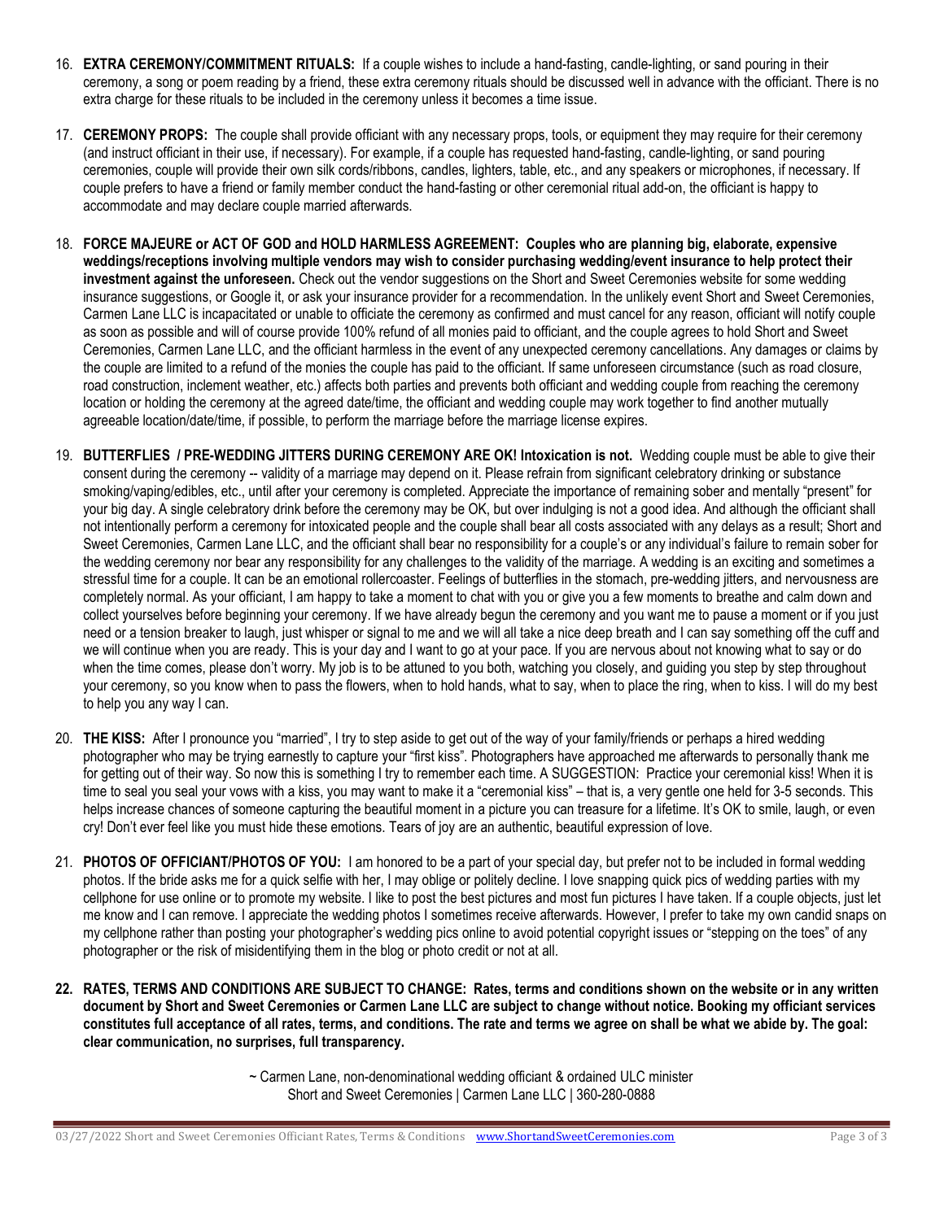16. **EXTRA CEREMONY/COMMITMENT RITUALS:** If a couple wishes to include a hand-fasting, candle-lighting, or sand pouring in their ceremony, a song or poem reading by a friend, these extra ceremony rituals should be discussed well in advance with the officiant. There is no extra charge for these rituals to be included in the ceremony unless it becomes a time issue.

17. **CEREMONY PROPS:** The couple shall provide officiant with any necessary props, tools, or equipment they may require for their ceremony (and instruct officiant in their use, if necessary). For example, if a couple has requested hand-fasting, candle-lighting, or sand pouring ceremonies, couple will provide their own silk cords/ribbons, candles, lighters, table, etc., and any speakers or microphones, if necessary. If couple prefers to have a friend or family member conduct the hand-fasting or other ceremonial ritual add-on, the officiant is happy to accommodate and may declare couple married afterwards.

18. **FORCE MAJEURE or ACT OF GOD and HOLD HARMLESS AGREEMENT: Couples who are planning big, elaborate, expensive weddings/receptions involving multiple vendors may wish to consider purchasing wedding/event insurance to help protect their investment against the unforeseen.** Check out the vendor suggestions on the Short and Sweet Ceremonies website for some wedding insurance suggestions, or Google it, or ask your insurance provider for a recommendation. In the unlikely event Short and Sweet Ceremonies, Carmen Lane LLC is incapacitated or unable to officiate the ceremony as confirmed and must cancel for any reason, officiant will notify couple as soon as possible and will of course provide 100% refund of all monies paid to officiant, and the couple agrees to hold Short and Sweet Ceremonies, Carmen Lane LLC, and the officiant harmless in the event of any unexpected ceremony cancellations. Any damages or claims by the couple are limited to a refund of the monies the couple has paid to the officiant. If same unforeseen circumstance (such as road closure, road construction, inclement weather, etc.) affects both parties and prevents both officiant and wedding couple from reaching the ceremony location or holding the ceremony at the agreed date/time, the officiant and wedding couple may work together to find another mutually agreeable location/date/time, if possible, to perform the marriage before the marriage license expires.

19. **BUTTERFLIES / PRE-WEDDING JITTERS DURING CEREMONY ARE OK! Intoxication is not.** Wedding couple must be able to give their consent during the ceremony -- validity of a marriage may depend on it. Please refrain from significant celebratory drinking or substance smoking/vaping/edibles, etc., until after your ceremony is completed. Appreciate the importance of remaining sober and mentally "present" for your big day. A single celebratory drink before the ceremony may be OK, but over indulging is not a good idea. And although the officiant shall not intentionally perform a ceremony for intoxicated people and the couple shall bear all costs associated with any delays as a result; Short and Sweet Ceremonies, Carmen Lane LLC, and the officiant shall bear no responsibility for a couple's or any individual's failure to remain sober for the wedding ceremony nor bear any responsibility for any challenges to the validity of the marriage. A wedding is an exciting and sometimes a stressful time for a couple. It can be an emotional rollercoaster. Feelings of butterflies in the stomach, pre-wedding jitters, and nervousness are completely normal. As your officiant, I am happy to take a moment to chat with you or give you a few moments to breathe and calm down and collect yourselves before beginning your ceremony. If we have already begun the ceremony and you want me to pause a moment or if you just need or a tension breaker to laugh, just whisper or signal to me and we will all take a nice deep breath and I can say something off the cuff and we will continue when you are ready. This is your day and I want to go at your pace. If you are nervous about not knowing what to say or do when the time comes, please don't worry. My job is to be attuned to you both, watching you closely, and guiding you step by step throughout your ceremony, so you know when to pass the flowers, when to hold hands, what to say, when to place the ring, when to kiss. I will do my best to help you any way I can.

20. **THE KISS:** After I pronounce you "married", I try to step aside to get out of the way of your family/friends or perhaps a hired wedding photographer who may be trying earnestly to capture your "first kiss". Photographers have approached me afterwards to personally thank me for getting out of their way. So now this is something I try to remember each time. A SUGGESTION: Practice your ceremonial kiss! When it is time to seal you seal your vows with a kiss, you may want to make it a "ceremonial kiss" – that is, a very gentle one held for 3-5 seconds. This helps increase chances of someone capturing the beautiful moment in a picture you can treasure for a lifetime. It's OK to smile, laugh, or even cry! Don't ever feel like you must hide these emotions. Tears of joy are an authentic, beautiful expression of love.

21. **PHOTOS OF OFFICIANT/PHOTOS OF YOU:** I am honored to be a part of your special day, but prefer not to be included in formal wedding photos. If the bride asks me for a quick selfie with her, I may oblige or politely decline. I love snapping quick pics of wedding parties with my cellphone for use online or to promote my website. I like to post the best pictures and most fun pictures I have taken. If a couple objects, just let me know and I can remove. I appreciate the wedding photos I sometimes receive afterwards. However, I prefer to take my own candid snaps on my cellphone rather than posting your photographer's wedding pics online to avoid potential copyright issues or "stepping on the toes" of any photographer or the risk of misidentifying them in the blog or photo credit or not at all.

22. **RATES, TERMS AND CONDITIONS ARE SUBJECT TO CHANGE: Rates, terms and conditions shown on the website or in any written document by Short and Sweet Ceremonies or Carmen Lane LLC are subject to change without notice. Booking my officiant services constitutes full acceptance of all rates, terms, and conditions. The rate and terms we agree on shall be what we abide by. The goal: clear communication, no surprises, full transparency.**

~ Carmen Lane, non-denominational wedding officiant & ordained ULC minister
Short and Sweet Ceremonies | Carmen Lane LLC | 360-280-0888